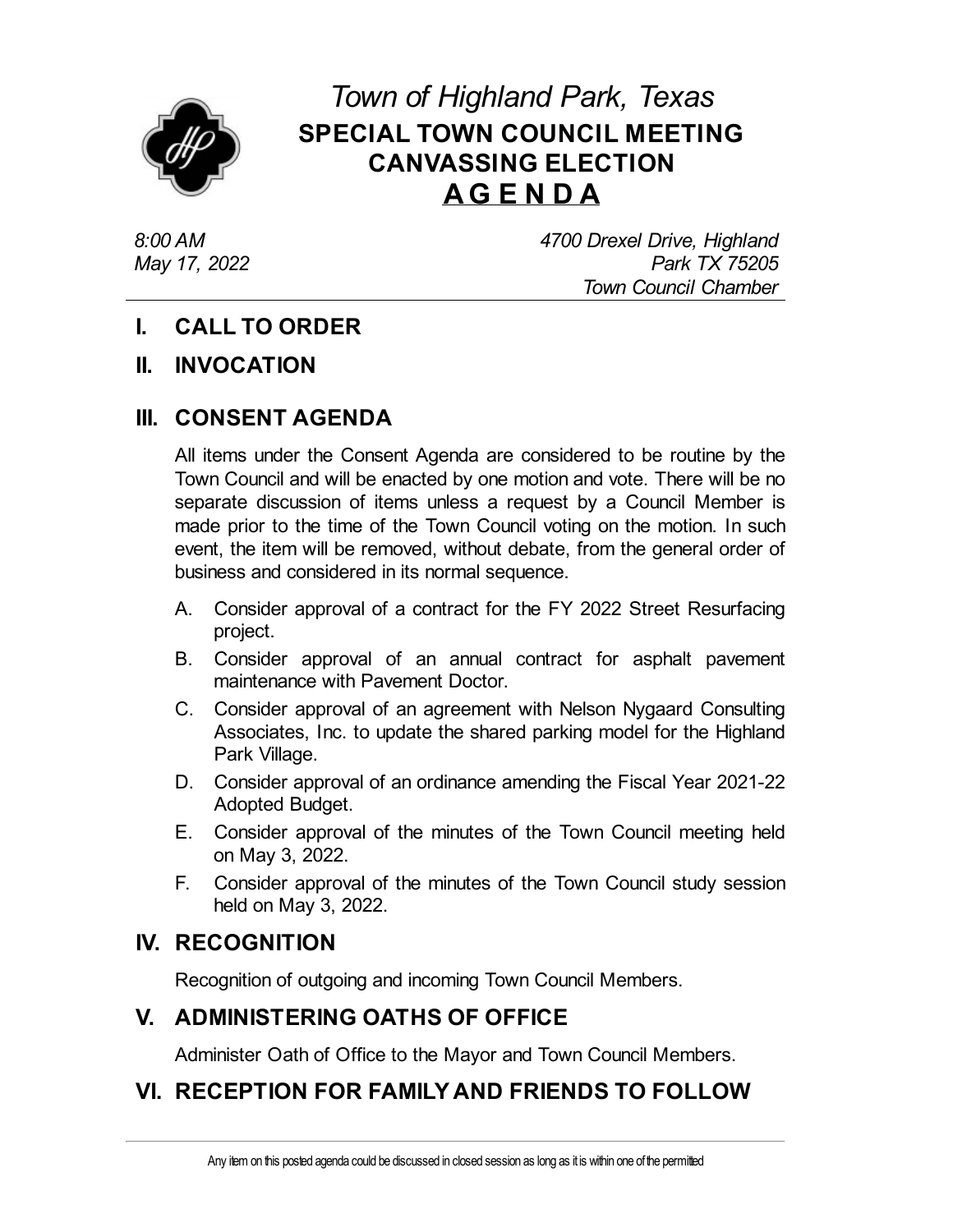# *Town of Highland Park, Texas*

## SPECIAL TOWN COUNCIL MEETING CANVASSING ELECTION

## A G E N D A

*8:00 AM*
*May 17, 2022*

*4700 Drexel Drive, Highland Park TX 75205*
*Town Council Chamber*

## I. CALL TO ORDER

## II. INVOCATION

## III. CONSENT AGENDA

All items under the Consent Agenda are considered to be routine by the Town Council and will be enacted by one motion and vote. There will be no separate discussion of items unless a request by a Council Member is made prior to the time of the Town Council voting on the motion. In such event, the item will be removed, without debate, from the general order of business and considered in its normal sequence.

A. Consider approval of a contract for the FY 2022 Street Resurfacing project.

B. Consider approval of an annual contract for asphalt pavement maintenance with Pavement Doctor.

C. Consider approval of an agreement with Nelson Nygaard Consulting Associates, Inc. to update the shared parking model for the Highland Park Village.

D. Consider approval of an ordinance amending the Fiscal Year 2021-22 Adopted Budget.

E. Consider approval of the minutes of the Town Council meeting held on May 3, 2022.

F. Consider approval of the minutes of the Town Council study session held on May 3, 2022.

## IV. RECOGNITION

Recognition of outgoing and incoming Town Council Members.

## V. ADMINISTERING OATHS OF OFFICE

Administer Oath of Office to the Mayor and Town Council Members.

## VI. RECEPTION FOR FAMILY AND FRIENDS TO FOLLOW

Any item on this posted agenda could be discussed in closed session as long as it is within one of the permitted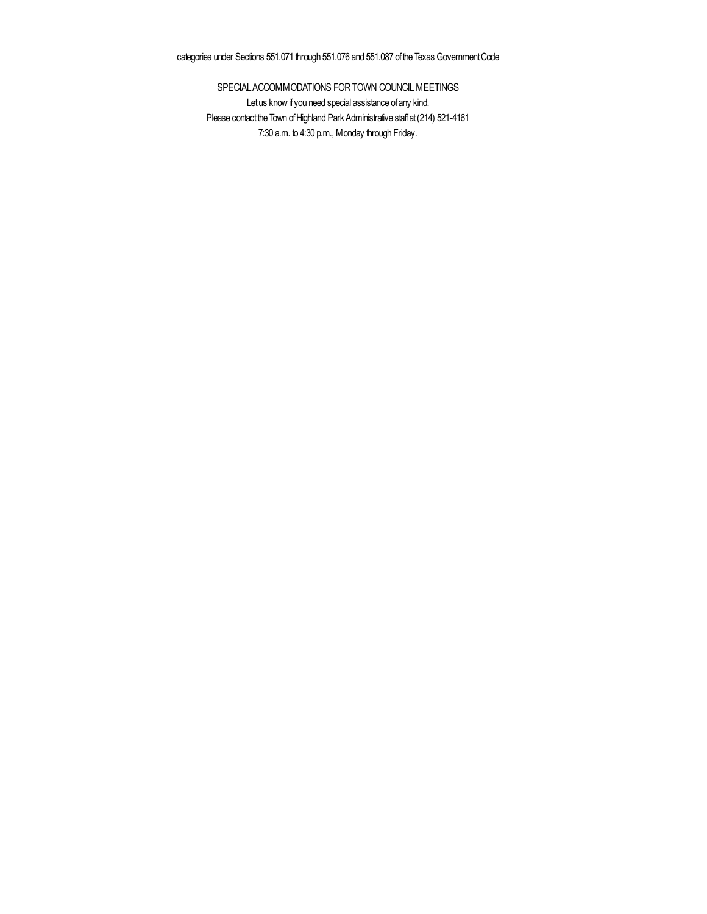categories under Sections 551.071 through 551.076 and 551.087 of the Texas Government Code

SPECIAL ACCOMMODATIONS FOR TOWN COUNCIL MEETINGS

Let us know if you need special assistance of any kind.

Please contact the Town of Highland Park Administrative staff at (214) 521-4161

7:30 a.m. to 4:30 p.m., Monday through Friday.